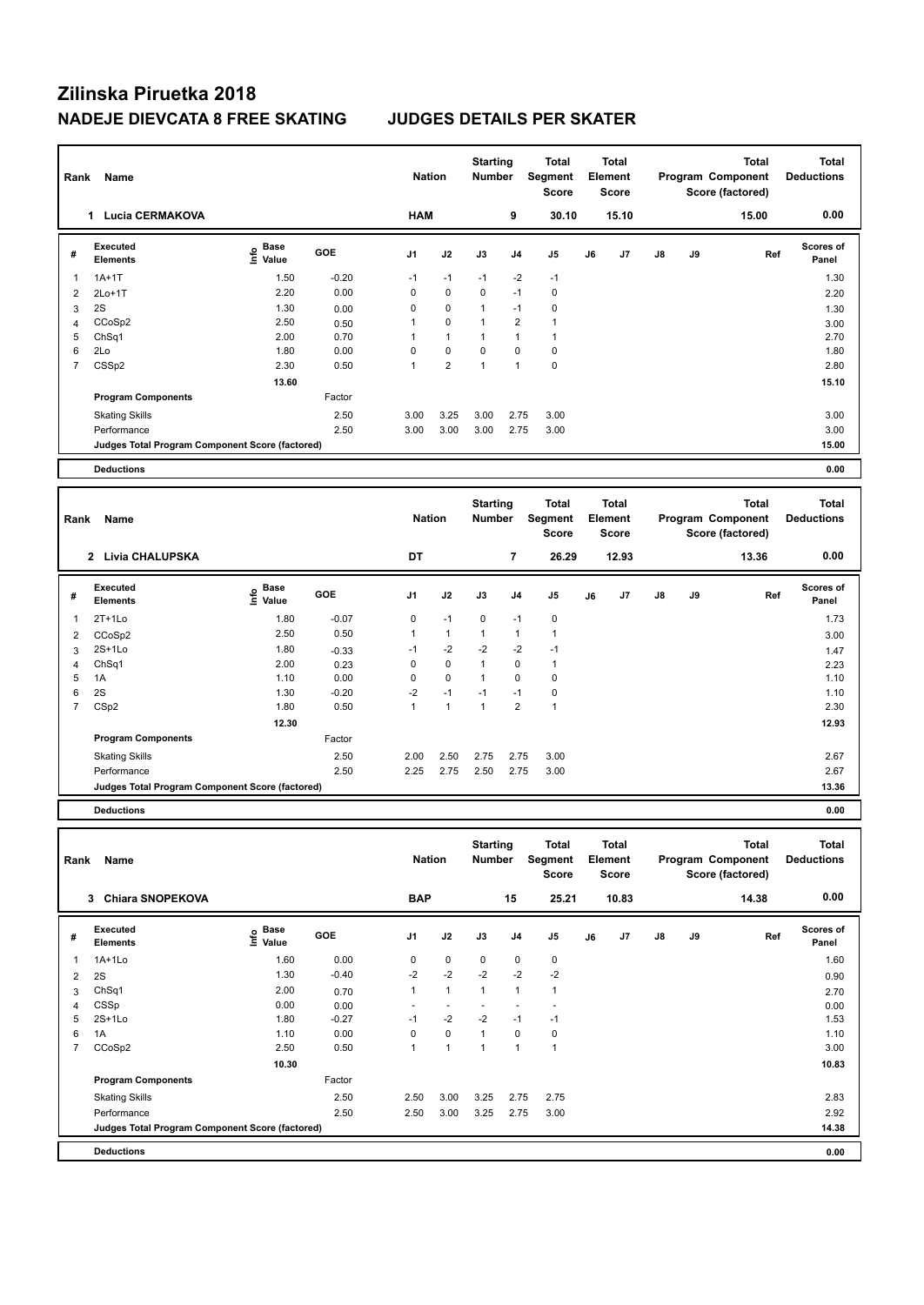# Zilinska Piruetka 2018

## NADEJE DIEVCATA 8 FREE SKATING JUDGES DETAILS PER SKATER

| Rank | Name | Nation | Starting Number | Total Segment Score | Total Element Score | Total Program Component Score (factored) | Total Deductions |
|---|---|---|---|---|---|---|---|
| 1 | Lucia CERMAKOVA | HAM | 9 | 30.10 | 15.10 | 15.00 | 0.00 |

| # | Executed Elements | Info | Base Value | GOE | J1 | J2 | J3 | J4 | J5 | J6 | J7 | J8 | J9 | Ref | Scores of Panel |
|---|---|---|---|---|---|---|---|---|---|---|---|---|---|---|---|
| 1 | 1A+1T | | 1.50 | -0.20 | -1 | -1 | -1 | -2 | -1 | | | | | | 1.30 |
| 2 | 2Lo+1T | | 2.20 | 0.00 | 0 | 0 | 0 | -1 | 0 | | | | | | 2.20 |
| 3 | 2S | | 1.30 | 0.00 | 0 | 0 | 1 | -1 | 0 | | | | | | 1.30 |
| 4 | CCoSp2 | | 2.50 | 0.50 | 1 | 0 | 1 | 2 | 1 | | | | | | 3.00 |
| 5 | ChSq1 | | 2.00 | 0.70 | 1 | 1 | 1 | 1 | 1 | | | | | | 2.70 |
| 6 | 2Lo | | 1.80 | 0.00 | 0 | 0 | 0 | 0 | 0 | | | | | | 1.80 |
| 7 | CSSp2 | | 2.30 | 0.50 | 1 | 2 | 1 | 1 | 0 | | | | | | 2.80 |
| | | | 13.60 | | | | | | | | | | | | 15.10 |
| | **Program Components** | | | Factor | | | | | | | | | | | |
| | Skating Skills | | | 2.50 | 3.00 | 3.25 | 3.00 | 2.75 | 3.00 | | | | | | 3.00 |
| | Performance | | | 2.50 | 3.00 | 3.00 | 3.00 | 2.75 | 3.00 | | | | | | 3.00 |
| | Judges Total Program Component Score (factored) | | | | | | | | | | | | | | 15.00 |
| | **Deductions** | | | | | | | | | | | | | | 0.00 |

| Rank | Name | Nation | Starting Number | Total Segment Score | Total Element Score | Total Program Component Score (factored) | Total Deductions |
|---|---|---|---|---|---|---|---|
| 2 | Livia CHALUPSKA | DT | 7 | 26.29 | 12.93 | 13.36 | 0.00 |

| # | Executed Elements | Info | Base Value | GOE | J1 | J2 | J3 | J4 | J5 | J6 | J7 | J8 | J9 | Ref | Scores of Panel |
|---|---|---|---|---|---|---|---|---|---|---|---|---|---|---|---|
| 1 | 2T+1Lo | | 1.80 | -0.07 | 0 | -1 | 0 | -1 | 0 | | | | | | 1.73 |
| 2 | CCoSp2 | | 2.50 | 0.50 | 1 | 1 | 1 | 1 | 1 | | | | | | 3.00 |
| 3 | 2S+1Lo | | 1.80 | -0.33 | -1 | -2 | -2 | -2 | -1 | | | | | | 1.47 |
| 4 | ChSq1 | | 2.00 | 0.23 | 0 | 0 | 1 | 0 | 1 | | | | | | 2.23 |
| 5 | 1A | | 1.10 | 0.00 | 0 | 0 | 1 | 0 | 0 | | | | | | 1.10 |
| 6 | 2S | | 1.30 | -0.20 | -2 | -1 | -1 | -1 | 0 | | | | | | 1.10 |
| 7 | CSp2 | | 1.80 | 0.50 | 1 | 1 | 1 | 2 | 1 | | | | | | 2.30 |
| | | | 12.30 | | | | | | | | | | | | 12.93 |
| | **Program Components** | | | Factor | | | | | | | | | | | |
| | Skating Skills | | | 2.50 | 2.00 | 2.50 | 2.75 | 2.75 | 3.00 | | | | | | 2.67 |
| | Performance | | | 2.50 | 2.25 | 2.75 | 2.50 | 2.75 | 3.00 | | | | | | 2.67 |
| | Judges Total Program Component Score (factored) | | | | | | | | | | | | | | 13.36 |
| | **Deductions** | | | | | | | | | | | | | | 0.00 |

| Rank | Name | Nation | Starting Number | Total Segment Score | Total Element Score | Total Program Component Score (factored) | Total Deductions |
|---|---|---|---|---|---|---|---|
| 3 | Chiara SNOPEKOVA | BAP | 15 | 25.21 | 10.83 | 14.38 | 0.00 |

| # | Executed Elements | Info | Base Value | GOE | J1 | J2 | J3 | J4 | J5 | J6 | J7 | J8 | J9 | Ref | Scores of Panel |
|---|---|---|---|---|---|---|---|---|---|---|---|---|---|---|---|
| 1 | 1A+1Lo | | 1.60 | 0.00 | 0 | 0 | 0 | 0 | 0 | | | | | | 1.60 |
| 2 | 2S | | 1.30 | -0.40 | -2 | -2 | -2 | -2 | -2 | | | | | | 0.90 |
| 3 | ChSq1 | | 2.00 | 0.70 | 1 | 1 | 1 | 1 | 1 | | | | | | 2.70 |
| 4 | CSSp | | 0.00 | 0.00 | - | - | - | - | - | | | | | | 0.00 |
| 5 | 2S+1Lo | | 1.80 | -0.27 | -1 | -2 | -2 | -1 | -1 | | | | | | 1.53 |
| 6 | 1A | | 1.10 | 0.00 | 0 | 0 | 1 | 0 | 0 | | | | | | 1.10 |
| 7 | CCoSp2 | | 2.50 | 0.50 | 1 | 1 | 1 | 1 | 1 | | | | | | 3.00 |
| | | | 10.30 | | | | | | | | | | | | 10.83 |
| | **Program Components** | | | Factor | | | | | | | | | | | |
| | Skating Skills | | | 2.50 | 2.50 | 3.00 | 3.25 | 2.75 | 2.75 | | | | | | 2.83 |
| | Performance | | | 2.50 | 2.50 | 3.00 | 3.25 | 2.75 | 3.00 | | | | | | 2.92 |
| | Judges Total Program Component Score (factored) | | | | | | | | | | | | | | 14.38 |
| | **Deductions** | | | | | | | | | | | | | | 0.00 |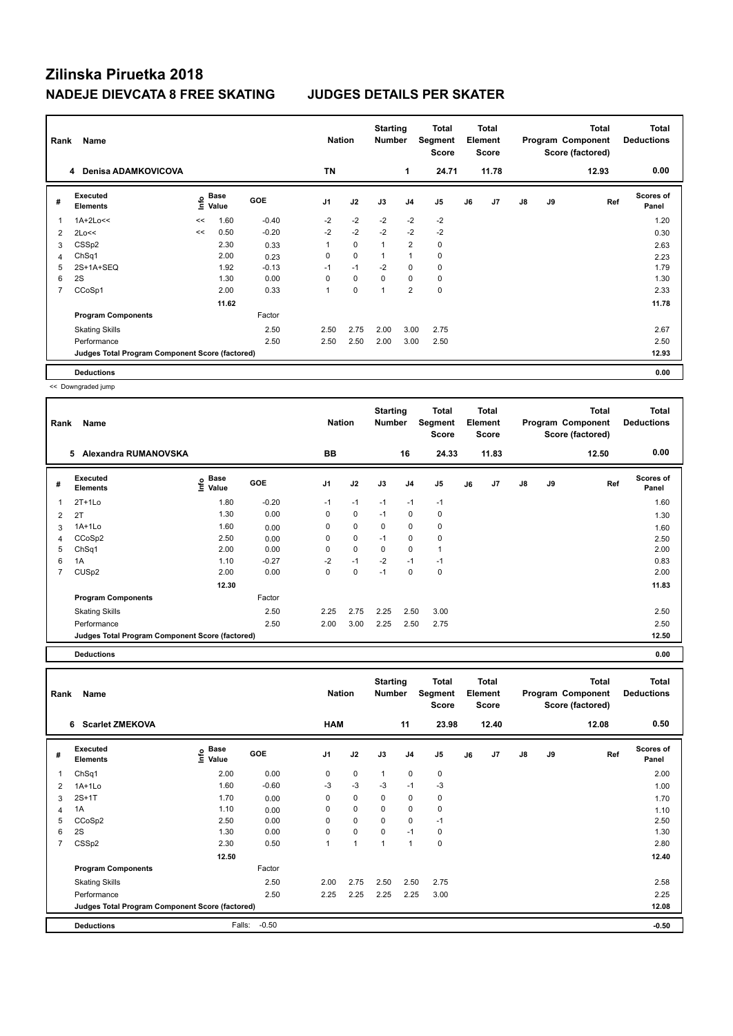# Zilinska Piruetka 2018

## NADEJE DIEVCATA 8 FREE SKATING — JUDGES DETAILS PER SKATER

| Rank | Name | Nation | Starting Number | Total Segment Score | Total Element Score | Total Program Component Score (factored) | Total Deductions |
|---|---|---|---|---|---|---|---|
| 4 | Denisa ADAMKOVICOVA | TN | 1 | 24.71 | 11.78 | 12.93 | 0.00 |

| # | Executed Elements | Info | Base Value | GOE | J1 | J2 | J3 | J4 | J5 | J6 | J7 | J8 | J9 | Ref | Scores of Panel |
|---|---|---|---|---|---|---|---|---|---|---|---|---|---|---|---|
| 1 | 1A+2Lo<< | << | 1.60 | -0.40 | -2 | -2 | -2 | -2 | -2 | | | | | | 1.20 |
| 2 | 2Lo<< | << | 0.50 | -0.20 | -2 | -2 | -2 | -2 | -2 | | | | | | 0.30 |
| 3 | CSSp2 | | 2.30 | 0.33 | 1 | 0 | 1 | 2 | 0 | | | | | | 2.63 |
| 4 | ChSq1 | | 2.00 | 0.23 | 0 | 0 | 1 | 1 | 0 | | | | | | 2.23 |
| 5 | 2S+1A+SEQ | | 1.92 | -0.13 | -1 | -1 | -2 | 0 | 0 | | | | | | 1.79 |
| 6 | 2S | | 1.30 | 0.00 | 0 | 0 | 0 | 0 | 0 | | | | | | 1.30 |
| 7 | CCoSp1 | | 2.00 | 0.33 | 1 | 0 | 1 | 2 | 0 | | | | | | 2.33 |
| | | | 11.62 | | | | | | | | | | | | 11.78 |
| | **Program Components** | | | Factor | | | | | | | | | | | |
| | Skating Skills | | | 2.50 | 2.50 | 2.75 | 2.00 | 3.00 | 2.75 | | | | | | 2.67 |
| | Performance | | | 2.50 | 2.50 | 2.50 | 2.00 | 3.00 | 2.50 | | | | | | 2.50 |
| | Judges Total Program Component Score (factored) | | | | | | | | | | | | | | 12.93 |
| | **Deductions** | | | | | | | | | | | | | | 0.00 |

<< Downgraded jump

| Rank | Name | Nation | Starting Number | Total Segment Score | Total Element Score | Total Program Component Score (factored) | Total Deductions |
|---|---|---|---|---|---|---|---|
| 5 | Alexandra RUMANOVSKA | BB | 16 | 24.33 | 11.83 | 12.50 | 0.00 |

| # | Executed Elements | Info | Base Value | GOE | J1 | J2 | J3 | J4 | J5 | J6 | J7 | J8 | J9 | Ref | Scores of Panel |
|---|---|---|---|---|---|---|---|---|---|---|---|---|---|---|---|
| 1 | 2T+1Lo | | 1.80 | -0.20 | -1 | -1 | -1 | -1 | -1 | | | | | | 1.60 |
| 2 | 2T | | 1.30 | 0.00 | 0 | 0 | -1 | 0 | 0 | | | | | | 1.30 |
| 3 | 1A+1Lo | | 1.60 | 0.00 | 0 | 0 | 0 | 0 | 0 | | | | | | 1.60 |
| 4 | CCoSp2 | | 2.50 | 0.00 | 0 | 0 | -1 | 0 | 0 | | | | | | 2.50 |
| 5 | ChSq1 | | 2.00 | 0.00 | 0 | 0 | 0 | 0 | 1 | | | | | | 2.00 |
| 6 | 1A | | 1.10 | -0.27 | -2 | -1 | -2 | -1 | -1 | | | | | | 0.83 |
| 7 | CUSp2 | | 2.00 | 0.00 | 0 | 0 | -1 | 0 | 0 | | | | | | 2.00 |
| | | | 12.30 | | | | | | | | | | | | 11.83 |
| | **Program Components** | | | Factor | | | | | | | | | | | |
| | Skating Skills | | | 2.50 | 2.25 | 2.75 | 2.25 | 2.50 | 3.00 | | | | | | 2.50 |
| | Performance | | | 2.50 | 2.00 | 3.00 | 2.25 | 2.50 | 2.75 | | | | | | 2.50 |
| | Judges Total Program Component Score (factored) | | | | | | | | | | | | | | 12.50 |
| | **Deductions** | | | | | | | | | | | | | | 0.00 |

| Rank | Name | Nation | Starting Number | Total Segment Score | Total Element Score | Total Program Component Score (factored) | Total Deductions |
|---|---|---|---|---|---|---|---|
| 6 | Scarlet ZMEKOVA | HAM | 11 | 23.98 | 12.40 | 12.08 | 0.50 |

| # | Executed Elements | Info | Base Value | GOE | J1 | J2 | J3 | J4 | J5 | J6 | J7 | J8 | J9 | Ref | Scores of Panel |
|---|---|---|---|---|---|---|---|---|---|---|---|---|---|---|---|
| 1 | ChSq1 | | 2.00 | 0.00 | 0 | 0 | 1 | 0 | 0 | | | | | | 2.00 |
| 2 | 1A+1Lo | | 1.60 | -0.60 | -3 | -3 | -3 | -1 | -3 | | | | | | 1.00 |
| 3 | 2S+1T | | 1.70 | 0.00 | 0 | 0 | 0 | 0 | 0 | | | | | | 1.70 |
| 4 | 1A | | 1.10 | 0.00 | 0 | 0 | 0 | 0 | 0 | | | | | | 1.10 |
| 5 | CCoSp2 | | 2.50 | 0.00 | 0 | 0 | 0 | 0 | -1 | | | | | | 2.50 |
| 6 | 2S | | 1.30 | 0.00 | 0 | 0 | 0 | -1 | 0 | | | | | | 1.30 |
| 7 | CSSp2 | | 2.30 | 0.50 | 1 | 1 | 1 | 1 | 0 | | | | | | 2.80 |
| | | | 12.50 | | | | | | | | | | | | 12.40 |
| | **Program Components** | | | Factor | | | | | | | | | | | |
| | Skating Skills | | | 2.50 | 2.00 | 2.75 | 2.50 | 2.50 | 2.75 | | | | | | 2.58 |
| | Performance | | | 2.50 | 2.25 | 2.25 | 2.25 | 2.25 | 3.00 | | | | | | 2.25 |
| | Judges Total Program Component Score (factored) | | | | | | | | | | | | | | 12.08 |
| | **Deductions** | | Falls: | -0.50 | | | | | | | | | | | -0.50 |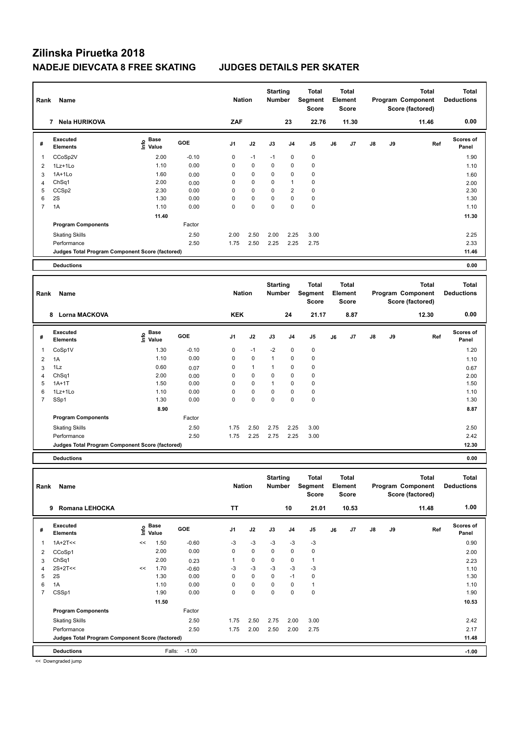# Zilinska Piruetka 2018

## NADEJE DIEVCATA 8 FREE SKATING JUDGES DETAILS PER SKATER

| Rank | Name | Nation | Starting Number | Total Segment Score | Total Element Score | Total Program Component Score (factored) | Total Deductions |
|---|---|---|---|---|---|---|---|
| 7 | Nela HURIKOVA | ZAF | 23 | 22.76 | 11.30 | 11.46 | 0.00 |

| # | Executed Elements | Info | Base Value | GOE | J1 | J2 | J3 | J4 | J5 | J6 | J7 | J8 | J9 | Ref | Scores of Panel |
|---|---|---|---|---|---|---|---|---|---|---|---|---|---|---|---|
| 1 | CCoSp2V | | 2.00 | -0.10 | 0 | -1 | -1 | 0 | 0 | | | | | | 1.90 |
| 2 | 1Lz+1Lo | | 1.10 | 0.00 | 0 | 0 | 0 | 0 | 0 | | | | | | 1.10 |
| 3 | 1A+1Lo | | 1.60 | 0.00 | 0 | 0 | 0 | 0 | 0 | | | | | | 1.60 |
| 4 | ChSq1 | | 2.00 | 0.00 | 0 | 0 | 0 | 1 | 0 | | | | | | 2.00 |
| 5 | CCSp2 | | 2.30 | 0.00 | 0 | 0 | 0 | 2 | 0 | | | | | | 2.30 |
| 6 | 2S | | 1.30 | 0.00 | 0 | 0 | 0 | 0 | 0 | | | | | | 1.30 |
| 7 | 1A | | 1.10 | 0.00 | 0 | 0 | 0 | 0 | 0 | | | | | | 1.10 |
| | | | 11.40 | | | | | | | | | | | | 11.30 |
| | **Program Components** | | | Factor | | | | | | | | | | | |
| | Skating Skills | | | 2.50 | 2.00 | 2.50 | 2.00 | 2.25 | 3.00 | | | | | | 2.25 |
| | Performance | | | 2.50 | 1.75 | 2.50 | 2.25 | 2.25 | 2.75 | | | | | | 2.33 |
| | Judges Total Program Component Score (factored) | | | | | | | | | | | | | | 11.46 |
| | **Deductions** | | | | | | | | | | | | | | 0.00 |

| Rank | Name | Nation | Starting Number | Total Segment Score | Total Element Score | Total Program Component Score (factored) | Total Deductions |
|---|---|---|---|---|---|---|---|
| 8 | Lorna MACKOVA | KEK | 24 | 21.17 | 8.87 | 12.30 | 0.00 |

| # | Executed Elements | Info | Base Value | GOE | J1 | J2 | J3 | J4 | J5 | J6 | J7 | J8 | J9 | Ref | Scores of Panel |
|---|---|---|---|---|---|---|---|---|---|---|---|---|---|---|---|
| 1 | CoSp1V | | 1.30 | -0.10 | 0 | -1 | -2 | 0 | 0 | | | | | | 1.20 |
| 2 | 1A | | 1.10 | 0.00 | 0 | 0 | 1 | 0 | 0 | | | | | | 1.10 |
| 3 | 1Lz | | 0.60 | 0.07 | 0 | 1 | 1 | 0 | 0 | | | | | | 0.67 |
| 4 | ChSq1 | | 2.00 | 0.00 | 0 | 0 | 0 | 0 | 0 | | | | | | 2.00 |
| 5 | 1A+1T | | 1.50 | 0.00 | 0 | 0 | 1 | 0 | 0 | | | | | | 1.50 |
| 6 | 1Lz+1Lo | | 1.10 | 0.00 | 0 | 0 | 0 | 0 | 0 | | | | | | 1.10 |
| 7 | SSp1 | | 1.30 | 0.00 | 0 | 0 | 0 | 0 | 0 | | | | | | 1.30 |
| | | | 8.90 | | | | | | | | | | | | 8.87 |
| | **Program Components** | | | Factor | | | | | | | | | | | |
| | Skating Skills | | | 2.50 | 1.75 | 2.50 | 2.75 | 2.25 | 3.00 | | | | | | 2.50 |
| | Performance | | | 2.50 | 1.75 | 2.25 | 2.75 | 2.25 | 3.00 | | | | | | 2.42 |
| | Judges Total Program Component Score (factored) | | | | | | | | | | | | | | 12.30 |
| | **Deductions** | | | | | | | | | | | | | | 0.00 |

| Rank | Name | Nation | Starting Number | Total Segment Score | Total Element Score | Total Program Component Score (factored) | Total Deductions |
|---|---|---|---|---|---|---|---|
| 9 | Romana LEHOCKA | TT | 10 | 21.01 | 10.53 | 11.48 | 1.00 |

| # | Executed Elements | Info | Base Value | GOE | J1 | J2 | J3 | J4 | J5 | J6 | J7 | J8 | J9 | Ref | Scores of Panel |
|---|---|---|---|---|---|---|---|---|---|---|---|---|---|---|---|
| 1 | 1A+2T<< | << | 1.50 | -0.60 | -3 | -3 | -3 | -3 | -3 | | | | | | 0.90 |
| 2 | CCoSp1 | | 2.00 | 0.00 | 0 | 0 | 0 | 0 | 0 | | | | | | 2.00 |
| 3 | ChSq1 | | 2.00 | 0.23 | 1 | 0 | 0 | 0 | 1 | | | | | | 2.23 |
| 4 | 2S+2T<< | << | 1.70 | -0.60 | -3 | -3 | -3 | -3 | -3 | | | | | | 1.10 |
| 5 | 2S | | 1.30 | 0.00 | 0 | 0 | 0 | -1 | 0 | | | | | | 1.30 |
| 6 | 1A | | 1.10 | 0.00 | 0 | 0 | 0 | 0 | 1 | | | | | | 1.10 |
| 7 | CSSp1 | | 1.90 | 0.00 | 0 | 0 | 0 | 0 | 0 | | | | | | 1.90 |
| | | | 11.50 | | | | | | | | | | | | 10.53 |
| | **Program Components** | | | Factor | | | | | | | | | | | |
| | Skating Skills | | | 2.50 | 1.75 | 2.50 | 2.75 | 2.00 | 3.00 | | | | | | 2.42 |
| | Performance | | | 2.50 | 1.75 | 2.00 | 2.50 | 2.00 | 2.75 | | | | | | 2.17 |
| | Judges Total Program Component Score (factored) | | | | | | | | | | | | | | 11.48 |
| | **Deductions** | | Falls: | -1.00 | | | | | | | | | | | -1.00 |

<< Downgraded jump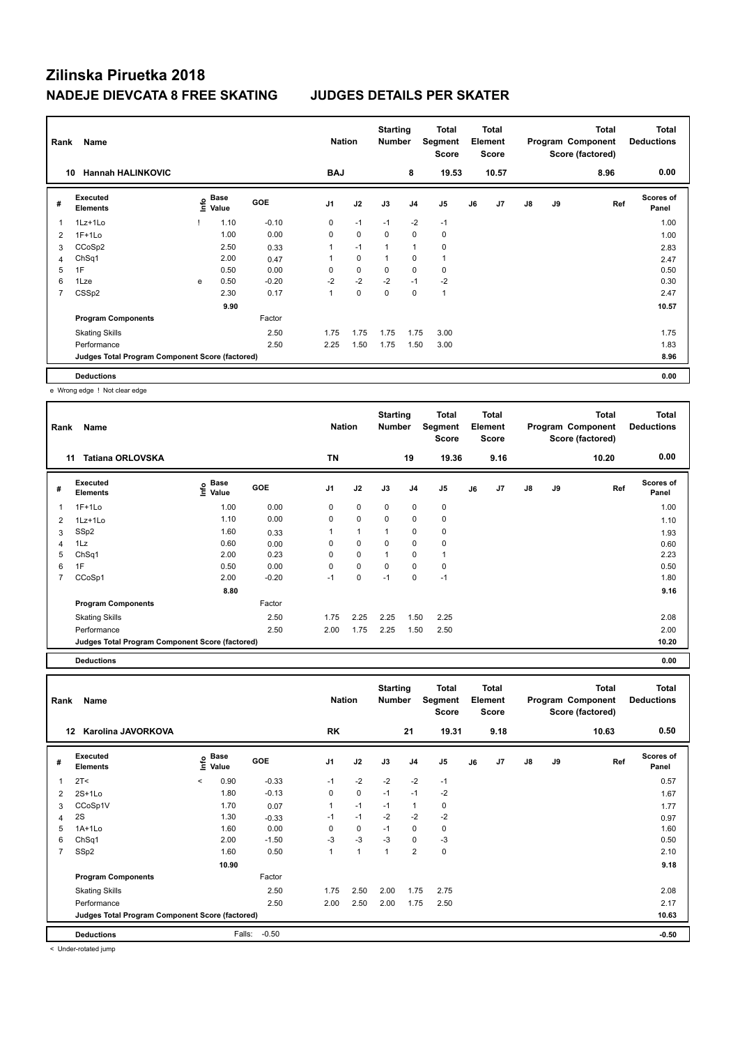# Zilinska Piruetka 2018

## NADEJE DIEVCATA 8 FREE SKATING — JUDGES DETAILS PER SKATER

| Rank | Name | Nation | Starting Number | Total Segment Score | Total Element Score | Total Program Component Score (factored) | Total Deductions |
|---|---|---|---|---|---|---|---|
| 10 | Hannah HALINKOVIC | BAJ | 8 | 19.53 | 10.57 | 8.96 | 0.00 |

| # | Executed Elements | Info | Base Value | GOE | J1 | J2 | J3 | J4 | J5 | J6 | J7 | J8 | J9 | Ref | Scores of Panel |
|---|---|---|---|---|---|---|---|---|---|---|---|---|---|---|---|
| 1 | 1Lz+1Lo | ! | 1.10 | -0.10 | 0 | -1 | -1 | -2 | -1 | | | | | | 1.00 |
| 2 | 1F+1Lo | | 1.00 | 0.00 | 0 | 0 | 0 | 0 | 0 | | | | | | 1.00 |
| 3 | CCoSp2 | | 2.50 | 0.33 | 1 | -1 | 1 | 1 | 0 | | | | | | 2.83 |
| 4 | ChSq1 | | 2.00 | 0.47 | 1 | 0 | 1 | 0 | 1 | | | | | | 2.47 |
| 5 | 1F | | 0.50 | 0.00 | 0 | 0 | 0 | 0 | 0 | | | | | | 0.50 |
| 6 | 1Lze | e | 0.50 | -0.20 | -2 | -2 | -2 | -1 | -2 | | | | | | 0.30 |
| 7 | CSSp2 | | 2.30 | 0.17 | 1 | 0 | 0 | 0 | 1 | | | | | | 2.47 |
| | | | 9.90 | | | | | | | | | | | | 10.57 |
| | **Program Components** | | | Factor | | | | | | | | | | | |
| | Skating Skills | | | 2.50 | 1.75 | 1.75 | 1.75 | 1.75 | 3.00 | | | | | | 1.75 |
| | Performance | | | 2.50 | 2.25 | 1.50 | 1.75 | 1.50 | 3.00 | | | | | | 1.83 |
| | Judges Total Program Component Score (factored) | | | | | | | | | | | | | | 8.96 |
| | **Deductions** | | | | | | | | | | | | | | 0.00 |

e Wrong edge ! Not clear edge

| Rank | Name | Nation | Starting Number | Total Segment Score | Total Element Score | Total Program Component Score (factored) | Total Deductions |
|---|---|---|---|---|---|---|---|
| 11 | Tatiana ORLOVSKA | TN | 19 | 19.36 | 9.16 | 10.20 | 0.00 |

| # | Executed Elements | Info | Base Value | GOE | J1 | J2 | J3 | J4 | J5 | J6 | J7 | J8 | J9 | Ref | Scores of Panel |
|---|---|---|---|---|---|---|---|---|---|---|---|---|---|---|---|
| 1 | 1F+1Lo | | 1.00 | 0.00 | 0 | 0 | 0 | 0 | 0 | | | | | | 1.00 |
| 2 | 1Lz+1Lo | | 1.10 | 0.00 | 0 | 0 | 0 | 0 | 0 | | | | | | 1.10 |
| 3 | SSp2 | | 1.60 | 0.33 | 1 | 1 | 1 | 0 | 0 | | | | | | 1.93 |
| 4 | 1Lz | | 0.60 | 0.00 | 0 | 0 | 0 | 0 | 0 | | | | | | 0.60 |
| 5 | ChSq1 | | 2.00 | 0.23 | 0 | 0 | 1 | 0 | 1 | | | | | | 2.23 |
| 6 | 1F | | 0.50 | 0.00 | 0 | 0 | 0 | 0 | 0 | | | | | | 0.50 |
| 7 | CCoSp1 | | 2.00 | -0.20 | -1 | 0 | -1 | 0 | -1 | | | | | | 1.80 |
| | | | 8.80 | | | | | | | | | | | | 9.16 |
| | **Program Components** | | | Factor | | | | | | | | | | | |
| | Skating Skills | | | 2.50 | 1.75 | 2.25 | 2.25 | 1.50 | 2.25 | | | | | | 2.08 |
| | Performance | | | 2.50 | 2.00 | 1.75 | 2.25 | 1.50 | 2.50 | | | | | | 2.00 |
| | Judges Total Program Component Score (factored) | | | | | | | | | | | | | | 10.20 |
| | **Deductions** | | | | | | | | | | | | | | 0.00 |

| Rank | Name | Nation | Starting Number | Total Segment Score | Total Element Score | Total Program Component Score (factored) | Total Deductions |
|---|---|---|---|---|---|---|---|
| 12 | Karolina JAVORKOVA | RK | 21 | 19.31 | 9.18 | 10.63 | 0.50 |

| # | Executed Elements | Info | Base Value | GOE | J1 | J2 | J3 | J4 | J5 | J6 | J7 | J8 | J9 | Ref | Scores of Panel |
|---|---|---|---|---|---|---|---|---|---|---|---|---|---|---|---|
| 1 | 2T< | < | 0.90 | -0.33 | -1 | -2 | -2 | -2 | -1 | | | | | | 0.57 |
| 2 | 2S+1Lo | | 1.80 | -0.13 | 0 | 0 | -1 | -1 | -2 | | | | | | 1.67 |
| 3 | CCoSp1V | | 1.70 | 0.07 | 1 | -1 | -1 | 1 | 0 | | | | | | 1.77 |
| 4 | 2S | | 1.30 | -0.33 | -1 | -1 | -2 | -2 | -2 | | | | | | 0.97 |
| 5 | 1A+1Lo | | 1.60 | 0.00 | 0 | 0 | -1 | 0 | 0 | | | | | | 1.60 |
| 6 | ChSq1 | | 2.00 | -1.50 | -3 | -3 | -3 | 0 | -3 | | | | | | 0.50 |
| 7 | SSp2 | | 1.60 | 0.50 | 1 | 1 | 1 | 2 | 0 | | | | | | 2.10 |
| | | | 10.90 | | | | | | | | | | | | 9.18 |
| | **Program Components** | | | Factor | | | | | | | | | | | |
| | Skating Skills | | | 2.50 | 1.75 | 2.50 | 2.00 | 1.75 | 2.75 | | | | | | 2.08 |
| | Performance | | | 2.50 | 2.00 | 2.50 | 2.00 | 1.75 | 2.50 | | | | | | 2.17 |
| | Judges Total Program Component Score (factored) | | | | | | | | | | | | | | 10.63 |
| | **Deductions** | | Falls: | -0.50 | | | | | | | | | | | -0.50 |

< Under-rotated jump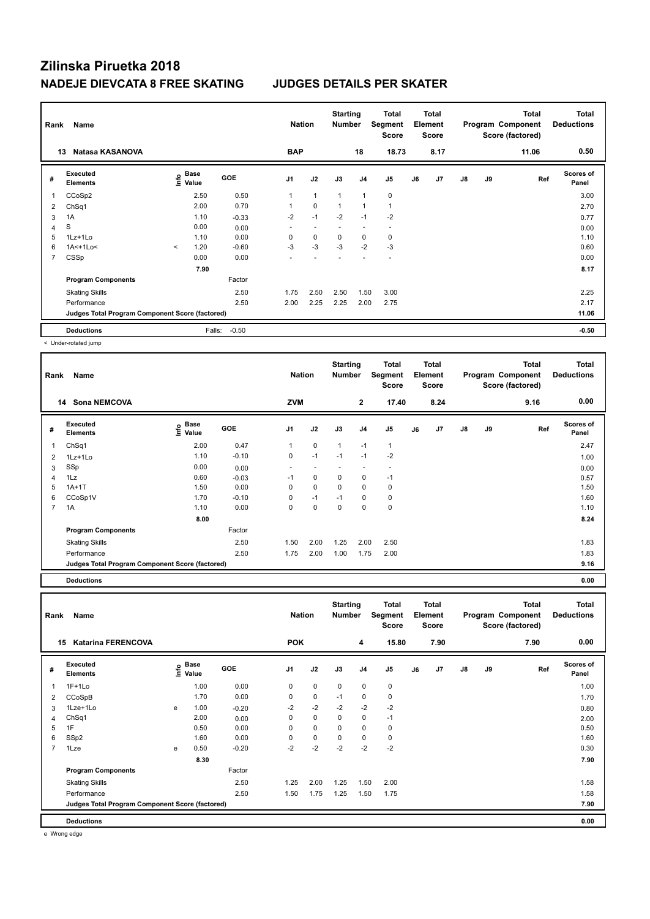# Zilinska Piruetka 2018

## NADEJE DIEVCATA 8 FREE SKATING — JUDGES DETAILS PER SKATER

| Rank | Name | Nation | Starting Number | Total Segment Score | Total Element Score | Total Program Component Score (factored) | Total Deductions |
|---|---|---|---|---|---|---|---|
| 13 | Natasa KASANOVA | BAP | 18 | 18.73 | 8.17 | 11.06 | 0.50 |

| # | Executed Elements | Info | Base Value | GOE | J1 | J2 | J3 | J4 | J5 | J6 | J7 | J8 | J9 | Ref | Scores of Panel |
|---|---|---|---|---|---|---|---|---|---|---|---|---|---|---|---|
| 1 | CCoSp2 | | 2.50 | 0.50 | 1 | 1 | 1 | 1 | 0 | | | | | | 3.00 |
| 2 | ChSq1 | | 2.00 | 0.70 | 1 | 0 | 1 | 1 | 1 | | | | | | 2.70 |
| 3 | 1A | | 1.10 | -0.33 | -2 | -1 | -2 | -1 | -2 | | | | | | 0.77 |
| 4 | S | | 0.00 | 0.00 | - | - | - | - | - | | | | | | 0.00 |
| 5 | 1Lz+1Lo | | 1.10 | 0.00 | 0 | 0 | 0 | 0 | 0 | | | | | | 1.10 |
| 6 | 1A<+1Lo< | < | 1.20 | -0.60 | -3 | -3 | -3 | -2 | -3 | | | | | | 0.60 |
| 7 | CSSp | | 0.00 | 0.00 | - | - | - | - | - | | | | | | 0.00 |
| | | | 7.90 | | | | | | | | | | | | 8.17 |
| | **Program Components** | | | Factor | | | | | | | | | | | |
| | Skating Skills | | | 2.50 | 1.75 | 2.50 | 2.50 | 1.50 | 3.00 | | | | | | 2.25 |
| | Performance | | | 2.50 | 2.00 | 2.25 | 2.25 | 2.00 | 2.75 | | | | | | 2.17 |
| | **Judges Total Program Component Score (factored)** | | | | | | | | | | | | | | 11.06 |
| | **Deductions** | | Falls: | -0.50 | | | | | | | | | | | -0.50 |

< Under-rotated jump

| Rank | Name | Nation | Starting Number | Total Segment Score | Total Element Score | Total Program Component Score (factored) | Total Deductions |
|---|---|---|---|---|---|---|---|
| 14 | Sona NEMCOVA | ZVM | 2 | 17.40 | 8.24 | 9.16 | 0.00 |

| # | Executed Elements | Info | Base Value | GOE | J1 | J2 | J3 | J4 | J5 | J6 | J7 | J8 | J9 | Ref | Scores of Panel |
|---|---|---|---|---|---|---|---|---|---|---|---|---|---|---|---|
| 1 | ChSq1 | | 2.00 | 0.47 | 1 | 0 | 1 | -1 | 1 | | | | | | 2.47 |
| 2 | 1Lz+1Lo | | 1.10 | -0.10 | 0 | -1 | -1 | -1 | -2 | | | | | | 1.00 |
| 3 | SSp | | 0.00 | 0.00 | - | - | - | - | - | | | | | | 0.00 |
| 4 | 1Lz | | 0.60 | -0.03 | -1 | 0 | 0 | 0 | -1 | | | | | | 0.57 |
| 5 | 1A+1T | | 1.50 | 0.00 | 0 | 0 | 0 | 0 | 0 | | | | | | 1.50 |
| 6 | CCoSp1V | | 1.70 | -0.10 | 0 | -1 | -1 | 0 | 0 | | | | | | 1.60 |
| 7 | 1A | | 1.10 | 0.00 | 0 | 0 | 0 | 0 | 0 | | | | | | 1.10 |
| | | | 8.00 | | | | | | | | | | | | 8.24 |
| | **Program Components** | | | Factor | | | | | | | | | | | |
| | Skating Skills | | | 2.50 | 1.50 | 2.00 | 1.25 | 2.00 | 2.50 | | | | | | 1.83 |
| | Performance | | | 2.50 | 1.75 | 2.00 | 1.00 | 1.75 | 2.00 | | | | | | 1.83 |
| | **Judges Total Program Component Score (factored)** | | | | | | | | | | | | | | 9.16 |
| | **Deductions** | | | | | | | | | | | | | | 0.00 |

| Rank | Name | Nation | Starting Number | Total Segment Score | Total Element Score | Total Program Component Score (factored) | Total Deductions |
|---|---|---|---|---|---|---|---|
| 15 | Katarina FERENCOVA | POK | 4 | 15.80 | 7.90 | 7.90 | 0.00 |

| # | Executed Elements | Info | Base Value | GOE | J1 | J2 | J3 | J4 | J5 | J6 | J7 | J8 | J9 | Ref | Scores of Panel |
|---|---|---|---|---|---|---|---|---|---|---|---|---|---|---|---|
| 1 | 1F+1Lo | | 1.00 | 0.00 | 0 | 0 | 0 | 0 | 0 | | | | | | 1.00 |
| 2 | CCoSpB | | 1.70 | 0.00 | 0 | 0 | -1 | 0 | 0 | | | | | | 1.70 |
| 3 | 1Lze+1Lo | e | 1.00 | -0.20 | -2 | -2 | -2 | -2 | -2 | | | | | | 0.80 |
| 4 | ChSq1 | | 2.00 | 0.00 | 0 | 0 | 0 | 0 | -1 | | | | | | 2.00 |
| 5 | 1F | | 0.50 | 0.00 | 0 | 0 | 0 | 0 | 0 | | | | | | 0.50 |
| 6 | SSp2 | | 1.60 | 0.00 | 0 | 0 | 0 | 0 | 0 | | | | | | 1.60 |
| 7 | 1Lze | e | 0.50 | -0.20 | -2 | -2 | -2 | -2 | -2 | | | | | | 0.30 |
| | | | 8.30 | | | | | | | | | | | | 7.90 |
| | **Program Components** | | | Factor | | | | | | | | | | | |
| | Skating Skills | | | 2.50 | 1.25 | 2.00 | 1.25 | 1.50 | 2.00 | | | | | | 1.58 |
| | Performance | | | 2.50 | 1.50 | 1.75 | 1.25 | 1.50 | 1.75 | | | | | | 1.58 |
| | **Judges Total Program Component Score (factored)** | | | | | | | | | | | | | | 7.90 |
| | **Deductions** | | | | | | | | | | | | | | 0.00 |

e Wrong edge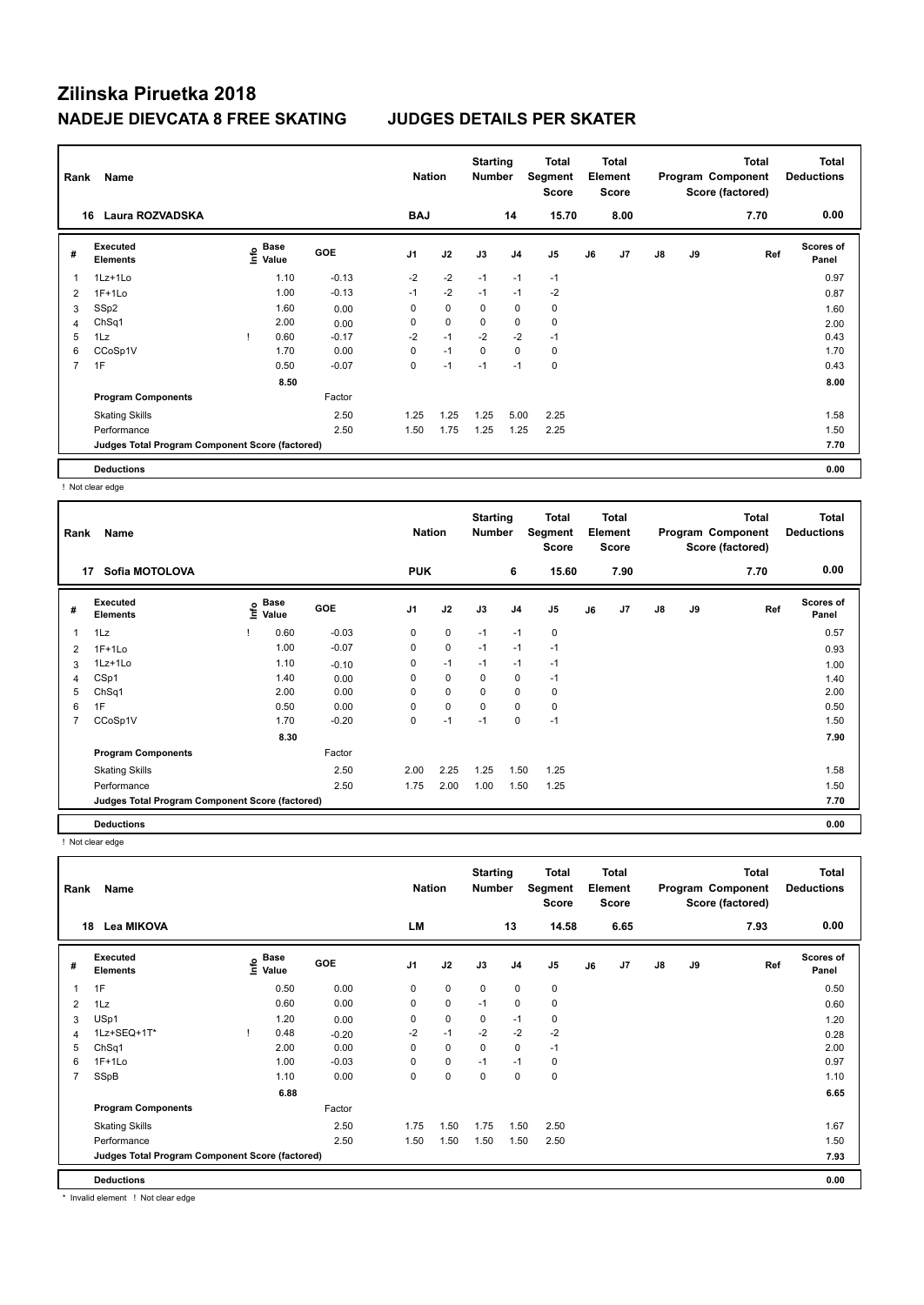# Zilinska Piruetka 2018

## NADEJE DIEVCATA 8 FREE SKATING — JUDGES DETAILS PER SKATER

| Rank | Name | Nation | Starting Number | Total Segment Score | Total Element Score | Total Program Component Score (factored) | Total Deductions |
|---|---|---|---|---|---|---|---|
| 16 | Laura ROZVADSKA | BAJ | 14 | 15.70 | 8.00 | 7.70 | 0.00 |

| # | Executed Elements | Info | Base Value | GOE | J1 | J2 | J3 | J4 | J5 | J6 | J7 | J8 | J9 | Ref | Scores of Panel |
|---|---|---|---|---|---|---|---|---|---|---|---|---|---|---|---|
| 1 | 1Lz+1Lo | | 1.10 | -0.13 | -2 | -2 | -1 | -1 | -1 | | | | | | 0.97 |
| 2 | 1F+1Lo | | 1.00 | -0.13 | -1 | -2 | -1 | -1 | -2 | | | | | | 0.87 |
| 3 | SSp2 | | 1.60 | 0.00 | 0 | 0 | 0 | 0 | 0 | | | | | | 1.60 |
| 4 | ChSq1 | | 2.00 | 0.00 | 0 | 0 | 0 | 0 | 0 | | | | | | 2.00 |
| 5 | 1Lz | ! | 0.60 | -0.17 | -2 | -1 | -2 | -2 | -1 | | | | | | 0.43 |
| 6 | CCoSp1V | | 1.70 | 0.00 | 0 | -1 | 0 | 0 | 0 | | | | | | 1.70 |
| 7 | 1F | | 0.50 | -0.07 | 0 | -1 | -1 | -1 | 0 | | | | | | 0.43 |
| | | | 8.50 | | | | | | | | | | | | 8.00 |
| | **Program Components** | | | Factor | | | | | | | | | | | |
| | Skating Skills | | | 2.50 | 1.25 | 1.25 | 1.25 | 5.00 | 2.25 | | | | | | 1.58 |
| | Performance | | | 2.50 | 1.50 | 1.75 | 1.25 | 1.25 | 2.25 | | | | | | 1.50 |
| | **Judges Total Program Component Score (factored)** | | | | | | | | | | | | | | 7.70 |
| | **Deductions** | | | | | | | | | | | | | | 0.00 |

! Not clear edge

| Rank | Name | Nation | Starting Number | Total Segment Score | Total Element Score | Total Program Component Score (factored) | Total Deductions |
|---|---|---|---|---|---|---|---|
| 17 | Sofia MOTOLOVA | PUK | 6 | 15.60 | 7.90 | 7.70 | 0.00 |

| # | Executed Elements | Info | Base Value | GOE | J1 | J2 | J3 | J4 | J5 | J6 | J7 | J8 | J9 | Ref | Scores of Panel |
|---|---|---|---|---|---|---|---|---|---|---|---|---|---|---|---|
| 1 | 1Lz | ! | 0.60 | -0.03 | 0 | 0 | -1 | -1 | 0 | | | | | | 0.57 |
| 2 | 1F+1Lo | | 1.00 | -0.07 | 0 | 0 | -1 | -1 | -1 | | | | | | 0.93 |
| 3 | 1Lz+1Lo | | 1.10 | -0.10 | 0 | -1 | -1 | -1 | -1 | | | | | | 1.00 |
| 4 | CSp1 | | 1.40 | 0.00 | 0 | 0 | 0 | 0 | -1 | | | | | | 1.40 |
| 5 | ChSq1 | | 2.00 | 0.00 | 0 | 0 | 0 | 0 | 0 | | | | | | 2.00 |
| 6 | 1F | | 0.50 | 0.00 | 0 | 0 | 0 | 0 | 0 | | | | | | 0.50 |
| 7 | CCoSp1V | | 1.70 | -0.20 | 0 | -1 | -1 | 0 | -1 | | | | | | 1.50 |
| | | | 8.30 | | | | | | | | | | | | 7.90 |
| | **Program Components** | | | Factor | | | | | | | | | | | |
| | Skating Skills | | | 2.50 | 2.00 | 2.25 | 1.25 | 1.50 | 1.25 | | | | | | 1.58 |
| | Performance | | | 2.50 | 1.75 | 2.00 | 1.00 | 1.50 | 1.25 | | | | | | 1.50 |
| | **Judges Total Program Component Score (factored)** | | | | | | | | | | | | | | 7.70 |
| | **Deductions** | | | | | | | | | | | | | | 0.00 |

! Not clear edge

| Rank | Name | Nation | Starting Number | Total Segment Score | Total Element Score | Total Program Component Score (factored) | Total Deductions |
|---|---|---|---|---|---|---|---|
| 18 | Lea MIKOVA | LM | 13 | 14.58 | 6.65 | 7.93 | 0.00 |

| # | Executed Elements | Info | Base Value | GOE | J1 | J2 | J3 | J4 | J5 | J6 | J7 | J8 | J9 | Ref | Scores of Panel |
|---|---|---|---|---|---|---|---|---|---|---|---|---|---|---|---|
| 1 | 1F | | 0.50 | 0.00 | 0 | 0 | 0 | 0 | 0 | | | | | | 0.50 |
| 2 | 1Lz | | 0.60 | 0.00 | 0 | 0 | -1 | 0 | 0 | | | | | | 0.60 |
| 3 | USp1 | | 1.20 | 0.00 | 0 | 0 | 0 | -1 | 0 | | | | | | 1.20 |
| 4 | 1Lz+SEQ+1T* | ! | 0.48 | -0.20 | -2 | -1 | -2 | -2 | -2 | | | | | | 0.28 |
| 5 | ChSq1 | | 2.00 | 0.00 | 0 | 0 | 0 | 0 | -1 | | | | | | 2.00 |
| 6 | 1F+1Lo | | 1.00 | -0.03 | 0 | 0 | -1 | -1 | 0 | | | | | | 0.97 |
| 7 | SSpB | | 1.10 | 0.00 | 0 | 0 | 0 | 0 | 0 | | | | | | 1.10 |
| | | | 6.88 | | | | | | | | | | | | 6.65 |
| | **Program Components** | | | Factor | | | | | | | | | | | |
| | Skating Skills | | | 2.50 | 1.75 | 1.50 | 1.75 | 1.50 | 2.50 | | | | | | 1.67 |
| | Performance | | | 2.50 | 1.50 | 1.50 | 1.50 | 1.50 | 2.50 | | | | | | 1.50 |
| | **Judges Total Program Component Score (factored)** | | | | | | | | | | | | | | 7.93 |
| | **Deductions** | | | | | | | | | | | | | | 0.00 |

* Invalid element ! Not clear edge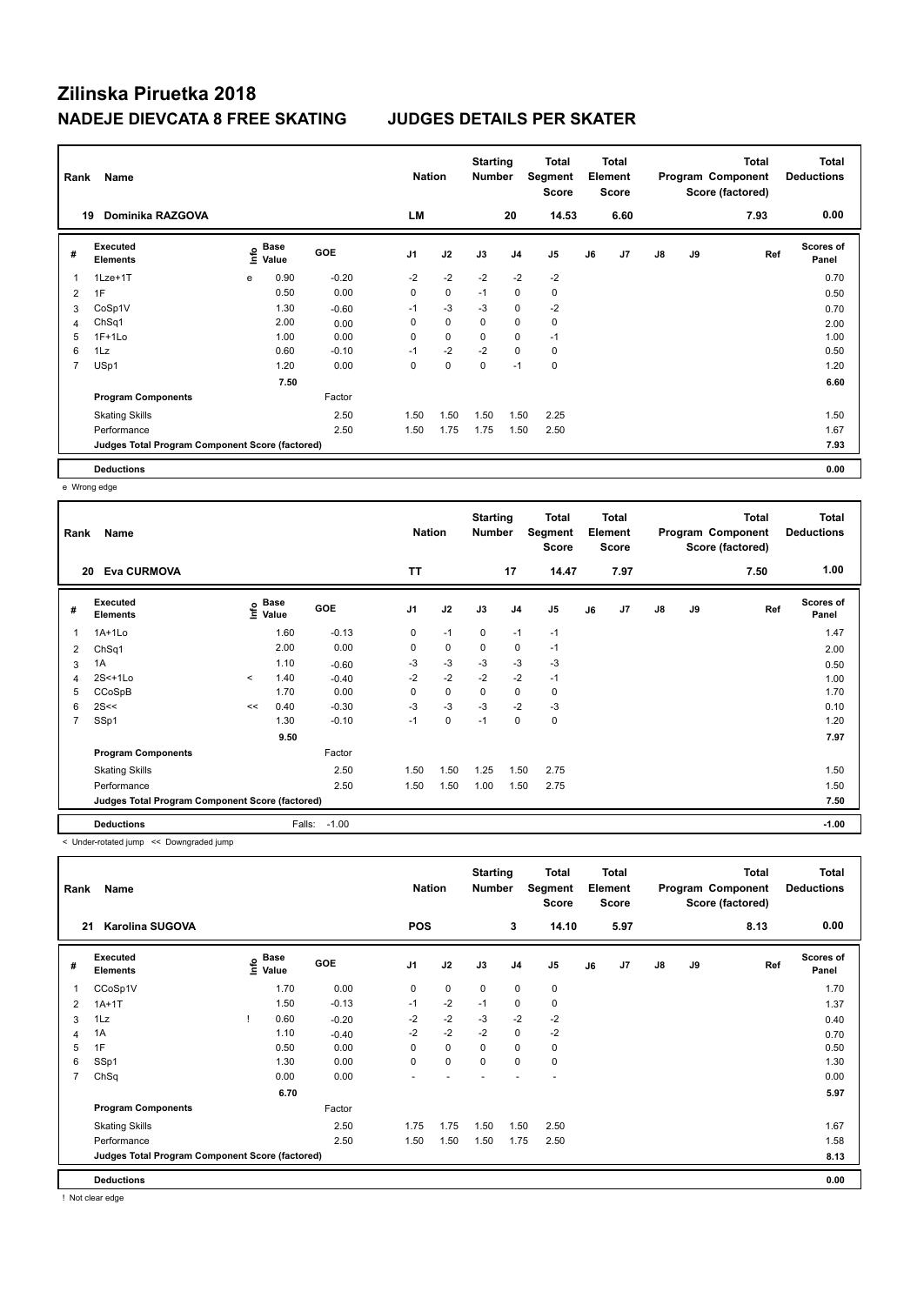# Zilinska Piruetka 2018

## NADEJE DIEVCATA 8 FREE SKATING JUDGES DETAILS PER SKATER

| Rank | Name | Nation | Starting Number | Total Segment Score | Total Element Score | Total Program Component Score (factored) | Total Deductions |
|---|---|---|---|---|---|---|---|
| 19 | Dominika RAZGOVA | LM | 20 | 14.53 | 6.60 | 7.93 | 0.00 |

| # | Executed Elements | Info | Base Value | GOE | J1 | J2 | J3 | J4 | J5 | J6 | J7 | J8 | J9 | Ref | Scores of Panel |
|---|---|---|---|---|---|---|---|---|---|---|---|---|---|---|---|
| 1 | 1Lze+1T | e | 0.90 | -0.20 | -2 | -2 | -2 | -2 | -2 | | | | | | 0.70 |
| 2 | 1F | | 0.50 | 0.00 | 0 | 0 | -1 | 0 | 0 | | | | | | 0.50 |
| 3 | CoSp1V | | 1.30 | -0.60 | -1 | -3 | -3 | 0 | -2 | | | | | | 0.70 |
| 4 | ChSq1 | | 2.00 | 0.00 | 0 | 0 | 0 | 0 | 0 | | | | | | 2.00 |
| 5 | 1F+1Lo | | 1.00 | 0.00 | 0 | 0 | 0 | 0 | -1 | | | | | | 1.00 |
| 6 | 1Lz | | 0.60 | -0.10 | -1 | -2 | -2 | 0 | 0 | | | | | | 0.50 |
| 7 | USp1 | | 1.20 | 0.00 | 0 | 0 | 0 | -1 | 0 | | | | | | 1.20 |
| | | | 7.50 | | | | | | | | | | | | 6.60 |
| | **Program Components** | | | Factor | | | | | | | | | | | |
| | Skating Skills | | | 2.50 | 1.50 | 1.50 | 1.50 | 1.50 | 2.25 | | | | | | 1.50 |
| | Performance | | | 2.50 | 1.50 | 1.75 | 1.75 | 1.50 | 2.50 | | | | | | 1.67 |
| | **Judges Total Program Component Score (factored)** | | | | | | | | | | | | | | 7.93 |
| | **Deductions** | | | | | | | | | | | | | | 0.00 |

e Wrong edge

| Rank | Name | Nation | Starting Number | Total Segment Score | Total Element Score | Total Program Component Score (factored) | Total Deductions |
|---|---|---|---|---|---|---|---|
| 20 | Eva CURMOVA | TT | 17 | 14.47 | 7.97 | 7.50 | 1.00 |

| # | Executed Elements | Info | Base Value | GOE | J1 | J2 | J3 | J4 | J5 | J6 | J7 | J8 | J9 | Ref | Scores of Panel |
|---|---|---|---|---|---|---|---|---|---|---|---|---|---|---|---|
| 1 | 1A+1Lo | | 1.60 | -0.13 | 0 | -1 | 0 | -1 | -1 | | | | | | 1.47 |
| 2 | ChSq1 | | 2.00 | 0.00 | 0 | 0 | 0 | 0 | -1 | | | | | | 2.00 |
| 3 | 1A | | 1.10 | -0.60 | -3 | -3 | -3 | -3 | -3 | | | | | | 0.50 |
| 4 | 2S<+1Lo | < | 1.40 | -0.40 | -2 | -2 | -2 | -2 | -1 | | | | | | 1.00 |
| 5 | CCoSpB | | 1.70 | 0.00 | 0 | 0 | 0 | 0 | 0 | | | | | | 1.70 |
| 6 | 2S<< | << | 0.40 | -0.30 | -3 | -3 | -3 | -2 | -3 | | | | | | 0.10 |
| 7 | SSp1 | | 1.30 | -0.10 | -1 | 0 | -1 | 0 | 0 | | | | | | 1.20 |
| | | | 9.50 | | | | | | | | | | | | 7.97 |
| | **Program Components** | | | Factor | | | | | | | | | | | |
| | Skating Skills | | | 2.50 | 1.50 | 1.50 | 1.25 | 1.50 | 2.75 | | | | | | 1.50 |
| | Performance | | | 2.50 | 1.50 | 1.50 | 1.00 | 1.50 | 2.75 | | | | | | 1.50 |
| | **Judges Total Program Component Score (factored)** | | | | | | | | | | | | | | 7.50 |
| | **Deductions** | | Falls: | -1.00 | | | | | | | | | | | -1.00 |

< Under-rotated jump << Downgraded jump

| Rank | Name | Nation | Starting Number | Total Segment Score | Total Element Score | Total Program Component Score (factored) | Total Deductions |
|---|---|---|---|---|---|---|---|
| 21 | Karolina SUGOVA | POS | 3 | 14.10 | 5.97 | 8.13 | 0.00 |

| # | Executed Elements | Info | Base Value | GOE | J1 | J2 | J3 | J4 | J5 | J6 | J7 | J8 | J9 | Ref | Scores of Panel |
|---|---|---|---|---|---|---|---|---|---|---|---|---|---|---|---|
| 1 | CCoSp1V | | 1.70 | 0.00 | 0 | 0 | 0 | 0 | 0 | | | | | | 1.70 |
| 2 | 1A+1T | | 1.50 | -0.13 | -1 | -2 | -1 | 0 | 0 | | | | | | 1.37 |
| 3 | 1Lz | ! | 0.60 | -0.20 | -2 | -2 | -3 | -2 | -2 | | | | | | 0.40 |
| 4 | 1A | | 1.10 | -0.40 | -2 | -2 | -2 | 0 | -2 | | | | | | 0.70 |
| 5 | 1F | | 0.50 | 0.00 | 0 | 0 | 0 | 0 | 0 | | | | | | 0.50 |
| 6 | SSp1 | | 1.30 | 0.00 | 0 | 0 | 0 | 0 | 0 | | | | | | 1.30 |
| 7 | ChSq | | 0.00 | 0.00 | - | - | - | - | - | | | | | | 0.00 |
| | | | 6.70 | | | | | | | | | | | | 5.97 |
| | **Program Components** | | | Factor | | | | | | | | | | | |
| | Skating Skills | | | 2.50 | 1.75 | 1.75 | 1.50 | 1.50 | 2.50 | | | | | | 1.67 |
| | Performance | | | 2.50 | 1.50 | 1.50 | 1.50 | 1.75 | 2.50 | | | | | | 1.58 |
| | **Judges Total Program Component Score (factored)** | | | | | | | | | | | | | | 8.13 |
| | **Deductions** | | | | | | | | | | | | | | 0.00 |

! Not clear edge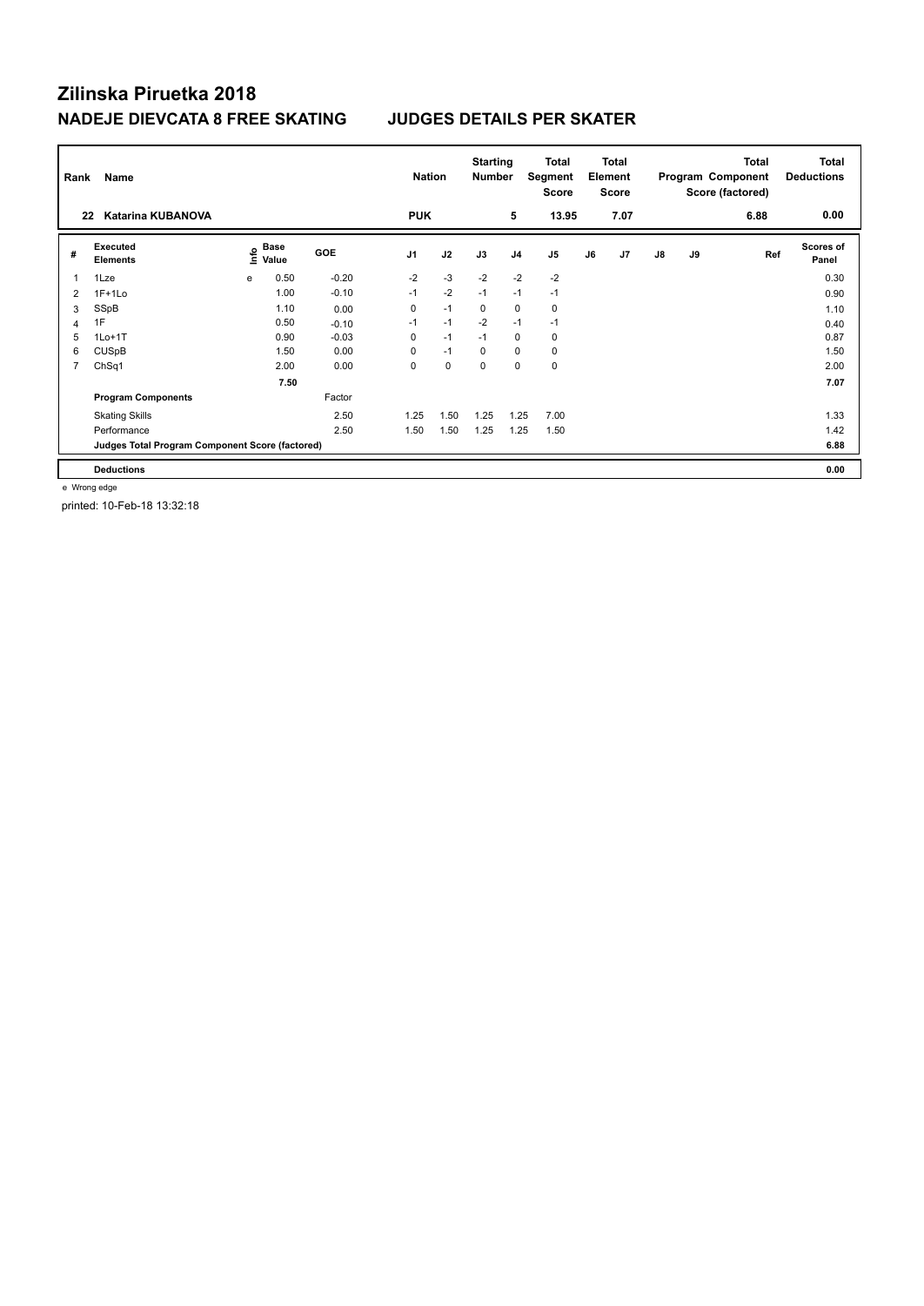# Zilinska Piruetka 2018

## NADEJE DIEVCATA 8 FREE SKATING JUDGES DETAILS PER SKATER

| Rank | Name | Nation | Starting Number | Total Segment Score | Total Element Score | Total Program Component Score (factored) | Total Deductions |
|---|---|---|---|---|---|---|---|
| 22 | Katarina KUBANOVA | PUK | 5 | 13.95 | 7.07 | 6.88 | 0.00 |

| # | Executed Elements | Info | Base Value | GOE | J1 | J2 | J3 | J4 | J5 | J6 | J7 | J8 | J9 | Ref | Scores of Panel |
|---|---|---|---|---|---|---|---|---|---|---|---|---|---|---|---|
| 1 | 1Lze | e | 0.50 | -0.20 | -2 | -3 | -2 | -2 | -2 | | | | | | 0.30 |
| 2 | 1F+1Lo | | 1.00 | -0.10 | -1 | -2 | -1 | -1 | -1 | | | | | | 0.90 |
| 3 | SSpB | | 1.10 | 0.00 | 0 | -1 | 0 | 0 | 0 | | | | | | 1.10 |
| 4 | 1F | | 0.50 | -0.10 | -1 | -1 | -2 | -1 | -1 | | | | | | 0.40 |
| 5 | 1Lo+1T | | 0.90 | -0.03 | 0 | -1 | -1 | 0 | 0 | | | | | | 0.87 |
| 6 | CUSpB | | 1.50 | 0.00 | 0 | -1 | 0 | 0 | 0 | | | | | | 1.50 |
| 7 | ChSq1 | | 2.00 | 0.00 | 0 | 0 | 0 | 0 | 0 | | | | | | 2.00 |
| | | | 7.50 | | | | | | | | | | | | 7.07 |
| | **Program Components** | | | Factor | | | | | | | | | | | |
| | Skating Skills | | | 2.50 | 1.25 | 1.50 | 1.25 | 1.25 | 7.00 | | | | | | 1.33 |
| | Performance | | | 2.50 | 1.50 | 1.50 | 1.25 | 1.25 | 1.50 | | | | | | 1.42 |
| | Judges Total Program Component Score (factored) | | | | | | | | | | | | | | 6.88 |
| | **Deductions** | | | | | | | | | | | | | | 0.00 |

e Wrong edge

printed: 10-Feb-18 13:32:18